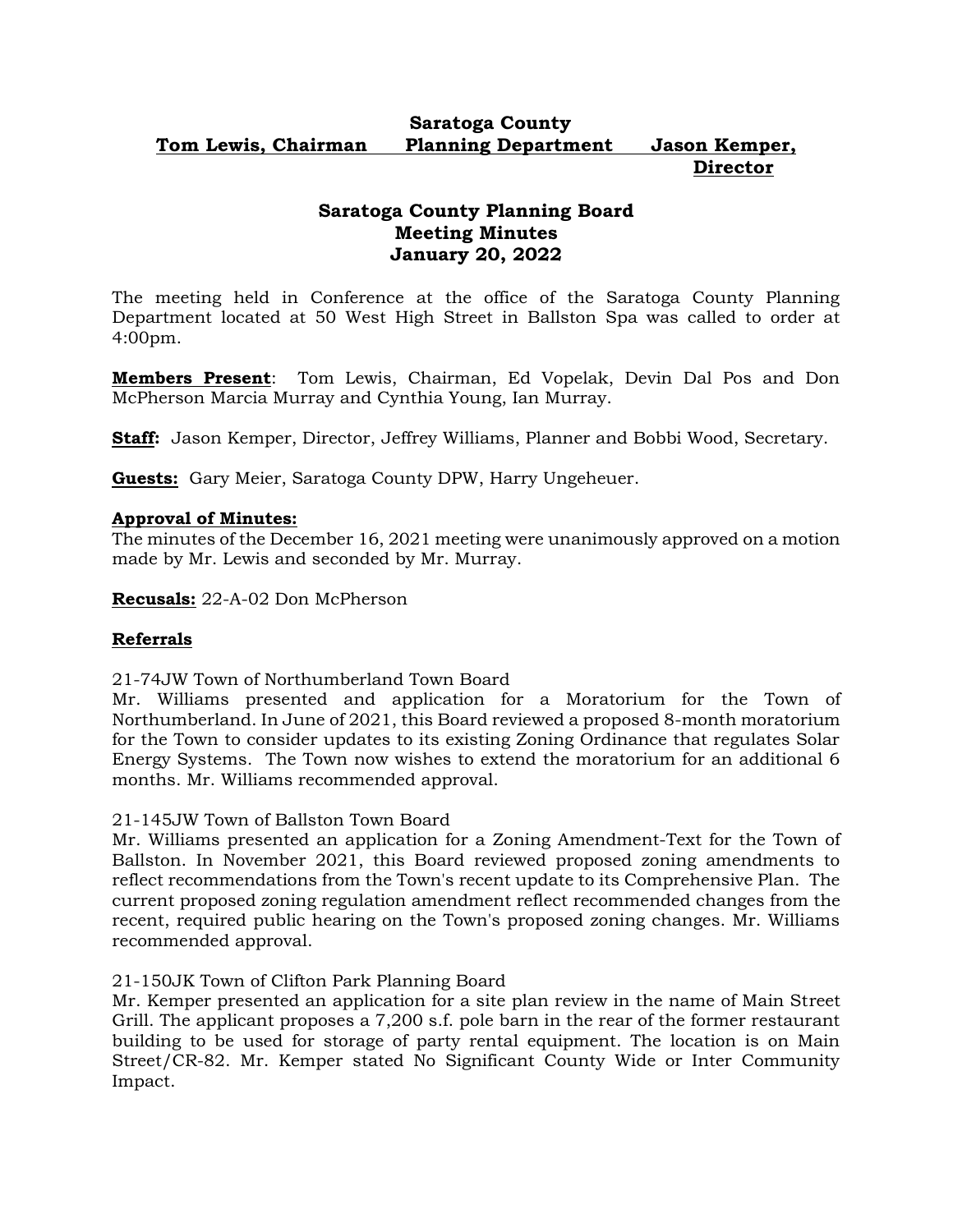**Saratoga County**

**Tom Lewis, Chairman** **Planning Department** **Jason Kemper, Director**

# Saratoga County Planning Board Meeting Minutes January 20, 2022

The meeting held in Conference at the office of the Saratoga County Planning Department located at 50 West High Street in Ballston Spa was called to order at 4:00pm.

**Members Present**: Tom Lewis, Chairman, Ed Vopelak, Devin Dal Pos and Don McPherson Marcia Murray and Cynthia Young, Ian Murray.

**Staff:** Jason Kemper, Director, Jeffrey Williams, Planner and Bobbi Wood, Secretary.

**Guests:** Gary Meier, Saratoga County DPW, Harry Ungeheuer.

**Approval of Minutes:**
The minutes of the December 16, 2021 meeting were unanimously approved on a motion made by Mr. Lewis and seconded by Mr. Murray.

**Recusals:** 22-A-02 Don McPherson

**Referrals**

21-74JW Town of Northumberland Town Board
Mr. Williams presented and application for a Moratorium for the Town of Northumberland. In June of 2021, this Board reviewed a proposed 8-month moratorium for the Town to consider updates to its existing Zoning Ordinance that regulates Solar Energy Systems. The Town now wishes to extend the moratorium for an additional 6 months. Mr. Williams recommended approval.

21-145JW Town of Ballston Town Board
Mr. Williams presented an application for a Zoning Amendment-Text for the Town of Ballston. In November 2021, this Board reviewed proposed zoning amendments to reflect recommendations from the Town's recent update to its Comprehensive Plan. The current proposed zoning regulation amendment reflect recommended changes from the recent, required public hearing on the Town's proposed zoning changes. Mr. Williams recommended approval.

21-150JK Town of Clifton Park Planning Board
Mr. Kemper presented an application for a site plan review in the name of Main Street Grill. The applicant proposes a 7,200 s.f. pole barn in the rear of the former restaurant building to be used for storage of party rental equipment. The location is on Main Street/CR-82. Mr. Kemper stated No Significant County Wide or Inter Community Impact.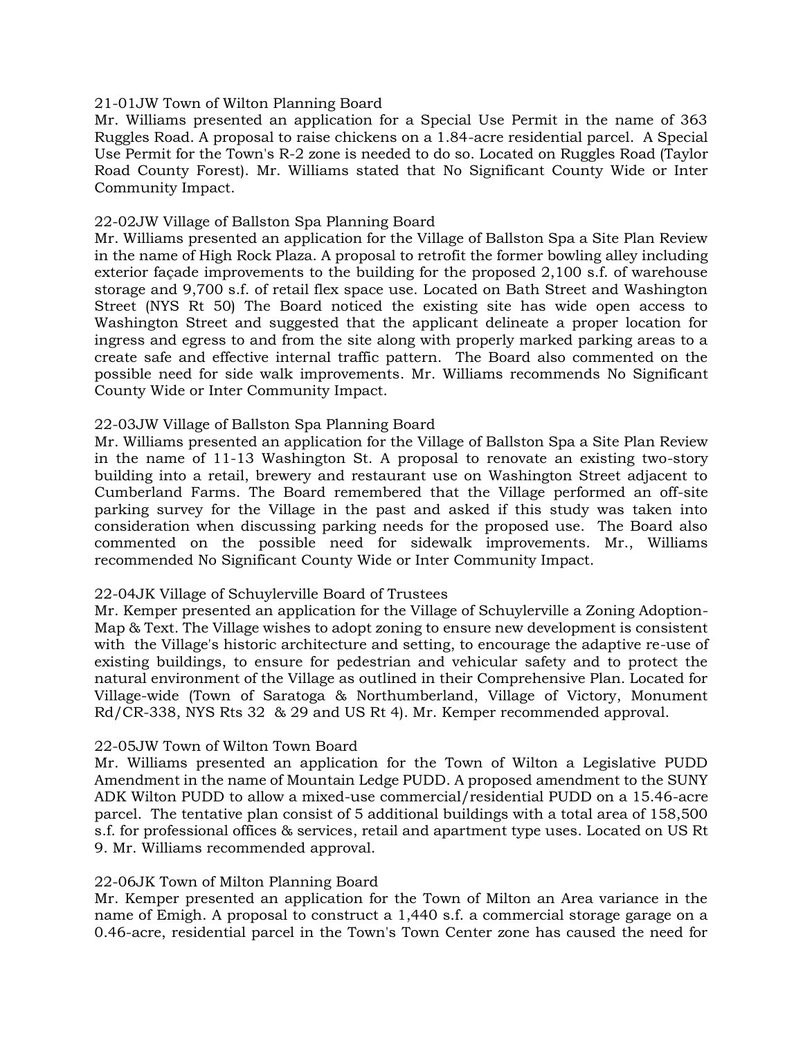21-01JW Town of Wilton Planning Board
Mr. Williams presented an application for a Special Use Permit in the name of 363 Ruggles Road. A proposal to raise chickens on a 1.84-acre residential parcel. A Special Use Permit for the Town's R-2 zone is needed to do so. Located on Ruggles Road (Taylor Road County Forest). Mr. Williams stated that No Significant County Wide or Inter Community Impact.

22-02JW Village of Ballston Spa Planning Board
Mr. Williams presented an application for the Village of Ballston Spa a Site Plan Review in the name of High Rock Plaza. A proposal to retrofit the former bowling alley including exterior façade improvements to the building for the proposed 2,100 s.f. of warehouse storage and 9,700 s.f. of retail flex space use. Located on Bath Street and Washington Street (NYS Rt 50) The Board noticed the existing site has wide open access to Washington Street and suggested that the applicant delineate a proper location for ingress and egress to and from the site along with properly marked parking areas to a create safe and effective internal traffic pattern. The Board also commented on the possible need for side walk improvements. Mr. Williams recommends No Significant County Wide or Inter Community Impact.

22-03JW Village of Ballston Spa Planning Board
Mr. Williams presented an application for the Village of Ballston Spa a Site Plan Review in the name of 11-13 Washington St. A proposal to renovate an existing two-story building into a retail, brewery and restaurant use on Washington Street adjacent to Cumberland Farms. The Board remembered that the Village performed an off-site parking survey for the Village in the past and asked if this study was taken into consideration when discussing parking needs for the proposed use. The Board also commented on the possible need for sidewalk improvements. Mr., Williams recommended No Significant County Wide or Inter Community Impact.

22-04JK Village of Schuylerville Board of Trustees
Mr. Kemper presented an application for the Village of Schuylerville a Zoning Adoption-Map & Text. The Village wishes to adopt zoning to ensure new development is consistent with the Village's historic architecture and setting, to encourage the adaptive re-use of existing buildings, to ensure for pedestrian and vehicular safety and to protect the natural environment of the Village as outlined in their Comprehensive Plan. Located for Village-wide (Town of Saratoga & Northumberland, Village of Victory, Monument Rd/CR-338, NYS Rts 32 & 29 and US Rt 4). Mr. Kemper recommended approval.

22-05JW Town of Wilton Town Board
Mr. Williams presented an application for the Town of Wilton a Legislative PUDD Amendment in the name of Mountain Ledge PUDD. A proposed amendment to the SUNY ADK Wilton PUDD to allow a mixed-use commercial/residential PUDD on a 15.46-acre parcel. The tentative plan consist of 5 additional buildings with a total area of 158,500 s.f. for professional offices & services, retail and apartment type uses. Located on US Rt 9. Mr. Williams recommended approval.

22-06JK Town of Milton Planning Board
Mr. Kemper presented an application for the Town of Milton an Area variance in the name of Emigh. A proposal to construct a 1,440 s.f. a commercial storage garage on a 0.46-acre, residential parcel in the Town's Town Center zone has caused the need for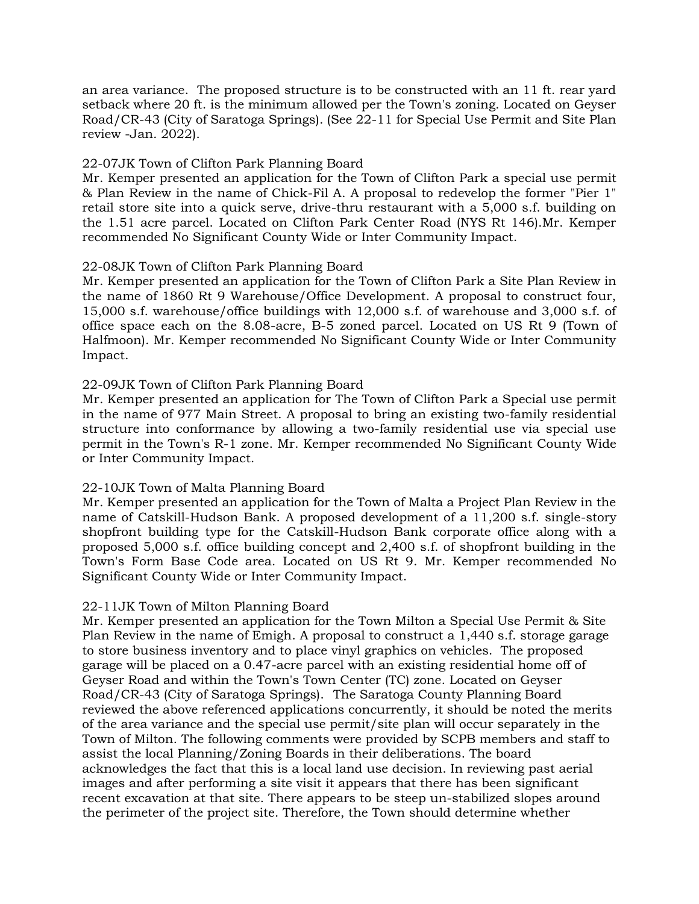an area variance. The proposed structure is to be constructed with an 11 ft. rear yard setback where 20 ft. is the minimum allowed per the Town's zoning. Located on Geyser Road/CR-43 (City of Saratoga Springs). (See 22-11 for Special Use Permit and Site Plan review -Jan. 2022).

22-07JK Town of Clifton Park Planning Board
Mr. Kemper presented an application for the Town of Clifton Park a special use permit & Plan Review in the name of Chick-Fil A. A proposal to redevelop the former "Pier 1" retail store site into a quick serve, drive-thru restaurant with a 5,000 s.f. building on the 1.51 acre parcel. Located on Clifton Park Center Road (NYS Rt 146).Mr. Kemper recommended No Significant County Wide or Inter Community Impact.

22-08JK Town of Clifton Park Planning Board
Mr. Kemper presented an application for the Town of Clifton Park a Site Plan Review in the name of 1860 Rt 9 Warehouse/Office Development. A proposal to construct four, 15,000 s.f. warehouse/office buildings with 12,000 s.f. of warehouse and 3,000 s.f. of office space each on the 8.08-acre, B-5 zoned parcel. Located on US Rt 9 (Town of Halfmoon). Mr. Kemper recommended No Significant County Wide or Inter Community Impact.

22-09JK Town of Clifton Park Planning Board
Mr. Kemper presented an application for The Town of Clifton Park a Special use permit in the name of 977 Main Street. A proposal to bring an existing two-family residential structure into conformance by allowing a two-family residential use via special use permit in the Town's R-1 zone. Mr. Kemper recommended No Significant County Wide or Inter Community Impact.

22-10JK Town of Malta Planning Board
Mr. Kemper presented an application for the Town of Malta a Project Plan Review in the name of Catskill-Hudson Bank. A proposed development of a 11,200 s.f. single-story shopfront building type for the Catskill-Hudson Bank corporate office along with a proposed 5,000 s.f. office building concept and 2,400 s.f. of shopfront building in the Town's Form Base Code area. Located on US Rt 9. Mr. Kemper recommended No Significant County Wide or Inter Community Impact.

22-11JK Town of Milton Planning Board
Mr. Kemper presented an application for the Town Milton a Special Use Permit & Site Plan Review in the name of Emigh. A proposal to construct a 1,440 s.f. storage garage to store business inventory and to place vinyl graphics on vehicles. The proposed garage will be placed on a 0.47-acre parcel with an existing residential home off of Geyser Road and within the Town's Town Center (TC) zone. Located on Geyser Road/CR-43 (City of Saratoga Springs). The Saratoga County Planning Board reviewed the above referenced applications concurrently, it should be noted the merits of the area variance and the special use permit/site plan will occur separately in the Town of Milton. The following comments were provided by SCPB members and staff to assist the local Planning/Zoning Boards in their deliberations. The board acknowledges the fact that this is a local land use decision. In reviewing past aerial images and after performing a site visit it appears that there has been significant recent excavation at that site. There appears to be steep un-stabilized slopes around the perimeter of the project site. Therefore, the Town should determine whether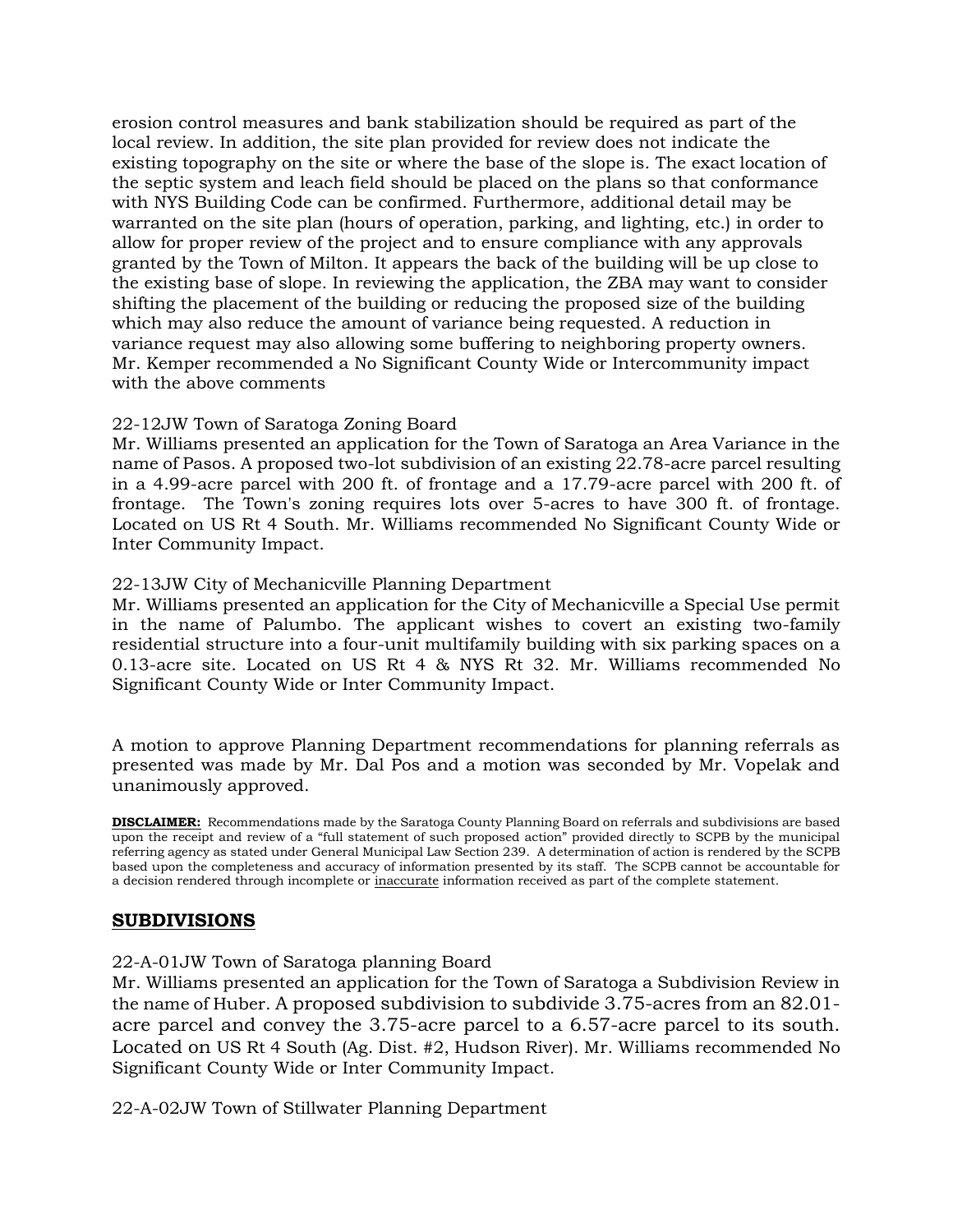erosion control measures and bank stabilization should be required as part of the local review. In addition, the site plan provided for review does not indicate the existing topography on the site or where the base of the slope is. The exact location of the septic system and leach field should be placed on the plans so that conformance with NYS Building Code can be confirmed. Furthermore, additional detail may be warranted on the site plan (hours of operation, parking, and lighting, etc.) in order to allow for proper review of the project and to ensure compliance with any approvals granted by the Town of Milton. It appears the back of the building will be up close to the existing base of slope. In reviewing the application, the ZBA may want to consider shifting the placement of the building or reducing the proposed size of the building which may also reduce the amount of variance being requested. A reduction in variance request may also allowing some buffering to neighboring property owners. Mr. Kemper recommended a No Significant County Wide or Intercommunity impact with the above comments

22-12JW Town of Saratoga Zoning Board
Mr. Williams presented an application for the Town of Saratoga an Area Variance in the name of Pasos. A proposed two-lot subdivision of an existing 22.78-acre parcel resulting in a 4.99-acre parcel with 200 ft. of frontage and a 17.79-acre parcel with 200 ft. of frontage. The Town's zoning requires lots over 5-acres to have 300 ft. of frontage. Located on US Rt 4 South. Mr. Williams recommended No Significant County Wide or Inter Community Impact.

22-13JW City of Mechanicville Planning Department
Mr. Williams presented an application for the City of Mechanicville a Special Use permit in the name of Palumbo. The applicant wishes to covert an existing two-family residential structure into a four-unit multifamily building with six parking spaces on a 0.13-acre site. Located on US Rt 4 & NYS Rt 32. Mr. Williams recommended No Significant County Wide or Inter Community Impact.

A motion to approve Planning Department recommendations for planning referrals as presented was made by Mr. Dal Pos and a motion was seconded by Mr. Vopelak and unanimously approved.

**DISCLAIMER:** Recommendations made by the Saratoga County Planning Board on referrals and subdivisions are based upon the receipt and review of a "full statement of such proposed action" provided directly to SCPB by the municipal referring agency as stated under General Municipal Law Section 239. A determination of action is rendered by the SCPB based upon the completeness and accuracy of information presented by its staff. The SCPB cannot be accountable for a decision rendered through incomplete or inaccurate information received as part of the complete statement.

## SUBDIVISIONS

22-A-01JW Town of Saratoga planning Board
Mr. Williams presented an application for the Town of Saratoga a Subdivision Review in the name of Huber. A proposed subdivision to subdivide 3.75-acres from an 82.01-acre parcel and convey the 3.75-acre parcel to a 6.57-acre parcel to its south. Located on US Rt 4 South (Ag. Dist. #2, Hudson River). Mr. Williams recommended No Significant County Wide or Inter Community Impact.

22-A-02JW Town of Stillwater Planning Department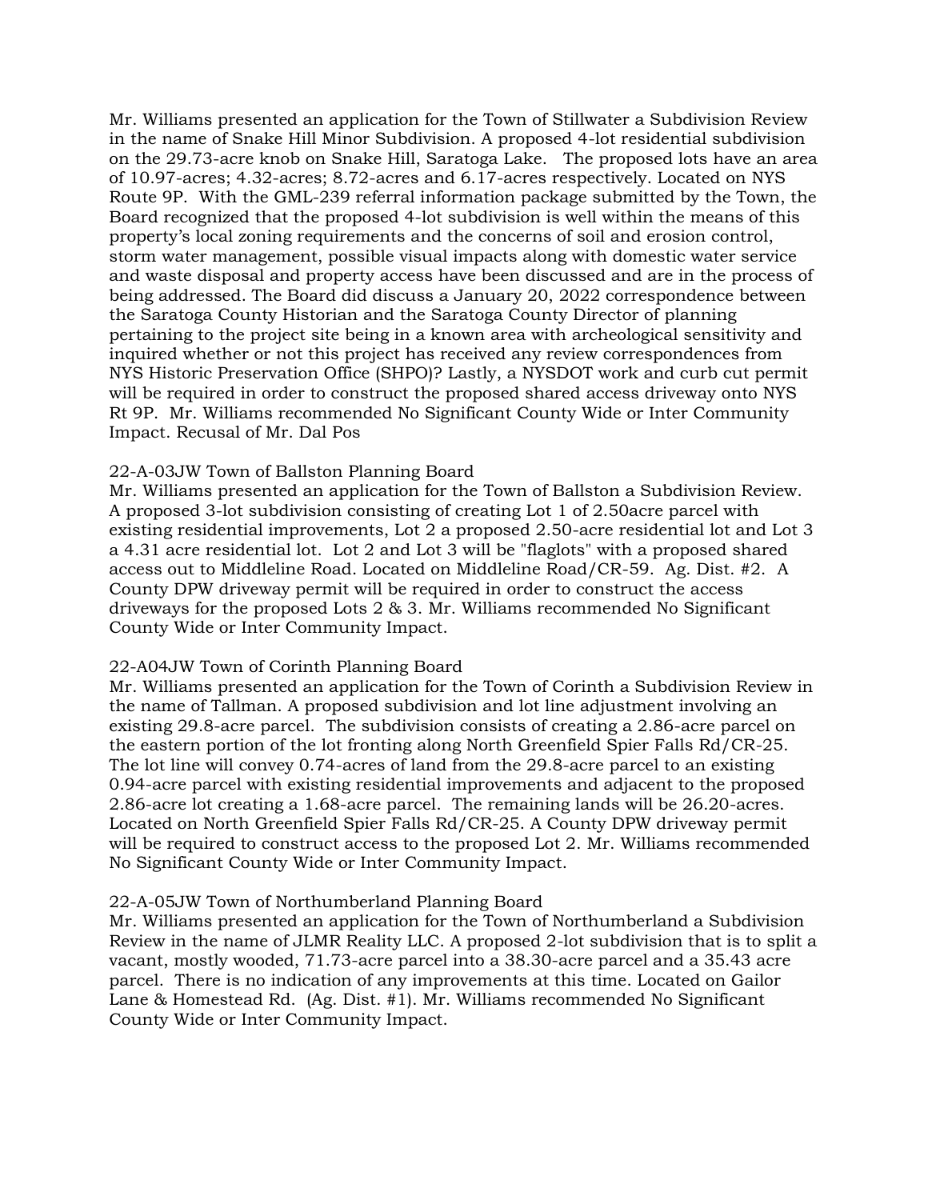Mr. Williams presented an application for the Town of Stillwater a Subdivision Review in the name of Snake Hill Minor Subdivision. A proposed 4-lot residential subdivision on the 29.73-acre knob on Snake Hill, Saratoga Lake. The proposed lots have an area of 10.97-acres; 4.32-acres; 8.72-acres and 6.17-acres respectively. Located on NYS Route 9P. With the GML-239 referral information package submitted by the Town, the Board recognized that the proposed 4-lot subdivision is well within the means of this property's local zoning requirements and the concerns of soil and erosion control, storm water management, possible visual impacts along with domestic water service and waste disposal and property access have been discussed and are in the process of being addressed. The Board did discuss a January 20, 2022 correspondence between the Saratoga County Historian and the Saratoga County Director of planning pertaining to the project site being in a known area with archeological sensitivity and inquired whether or not this project has received any review correspondences from NYS Historic Preservation Office (SHPO)? Lastly, a NYSDOT work and curb cut permit will be required in order to construct the proposed shared access driveway onto NYS Rt 9P. Mr. Williams recommended No Significant County Wide or Inter Community Impact. Recusal of Mr. Dal Pos

22-A-03JW Town of Ballston Planning Board
Mr. Williams presented an application for the Town of Ballston a Subdivision Review. A proposed 3-lot subdivision consisting of creating Lot 1 of 2.50acre parcel with existing residential improvements, Lot 2 a proposed 2.50-acre residential lot and Lot 3 a 4.31 acre residential lot. Lot 2 and Lot 3 will be "flaglots" with a proposed shared access out to Middleline Road. Located on Middleline Road/CR-59. Ag. Dist. #2. A County DPW driveway permit will be required in order to construct the access driveways for the proposed Lots 2 & 3. Mr. Williams recommended No Significant County Wide or Inter Community Impact.

22-A04JW Town of Corinth Planning Board
Mr. Williams presented an application for the Town of Corinth a Subdivision Review in the name of Tallman. A proposed subdivision and lot line adjustment involving an existing 29.8-acre parcel. The subdivision consists of creating a 2.86-acre parcel on the eastern portion of the lot fronting along North Greenfield Spier Falls Rd/CR-25. The lot line will convey 0.74-acres of land from the 29.8-acre parcel to an existing 0.94-acre parcel with existing residential improvements and adjacent to the proposed 2.86-acre lot creating a 1.68-acre parcel. The remaining lands will be 26.20-acres. Located on North Greenfield Spier Falls Rd/CR-25. A County DPW driveway permit will be required to construct access to the proposed Lot 2. Mr. Williams recommended No Significant County Wide or Inter Community Impact.

22-A-05JW Town of Northumberland Planning Board
Mr. Williams presented an application for the Town of Northumberland a Subdivision Review in the name of JLMR Reality LLC. A proposed 2-lot subdivision that is to split a vacant, mostly wooded, 71.73-acre parcel into a 38.30-acre parcel and a 35.43 acre parcel. There is no indication of any improvements at this time. Located on Gailor Lane & Homestead Rd. (Ag. Dist. #1). Mr. Williams recommended No Significant County Wide or Inter Community Impact.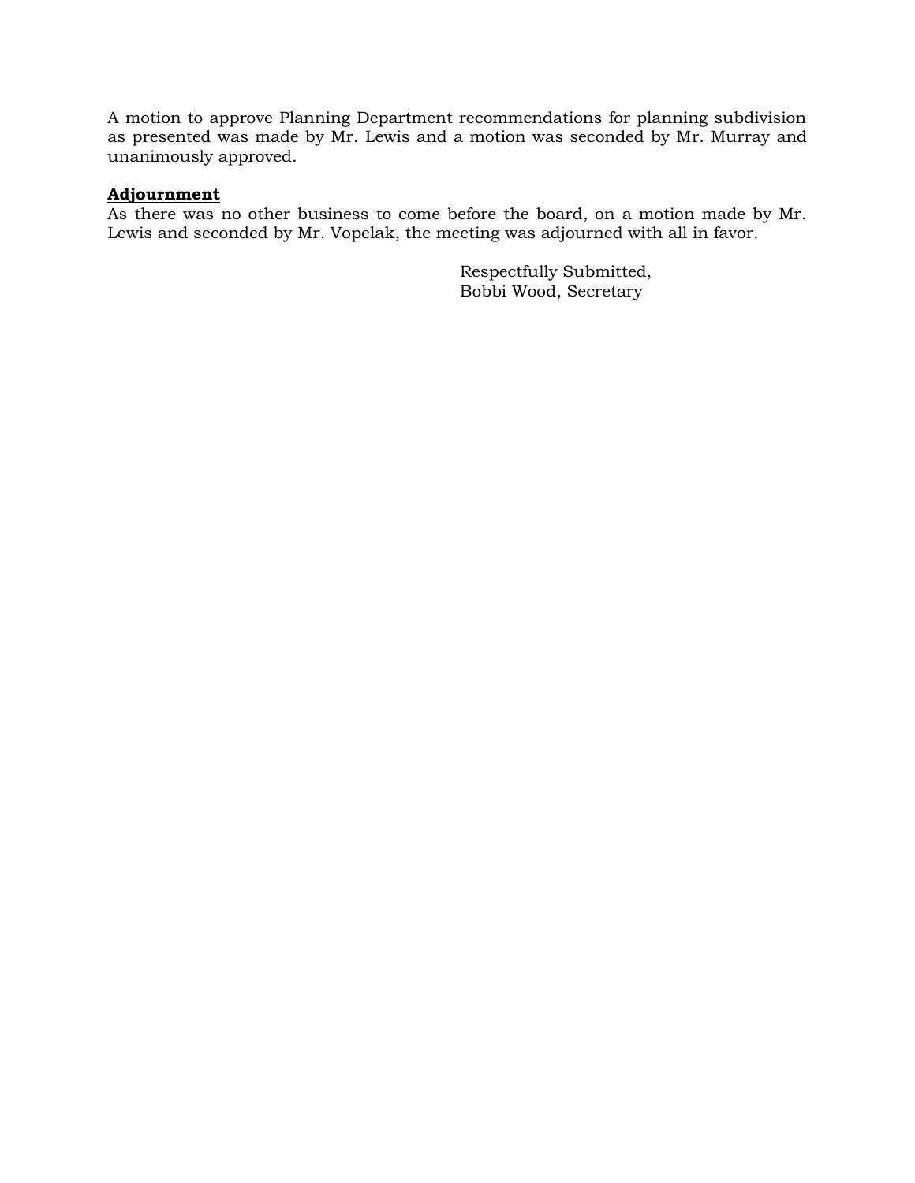A motion to approve Planning Department recommendations for planning subdivision as presented was made by Mr. Lewis and a motion was seconded by Mr. Murray and unanimously approved.

**Adjournment**

As there was no other business to come before the board, on a motion made by Mr. Lewis and seconded by Mr. Vopelak, the meeting was adjourned with all in favor.

Respectfully Submitted,
Bobbi Wood, Secretary